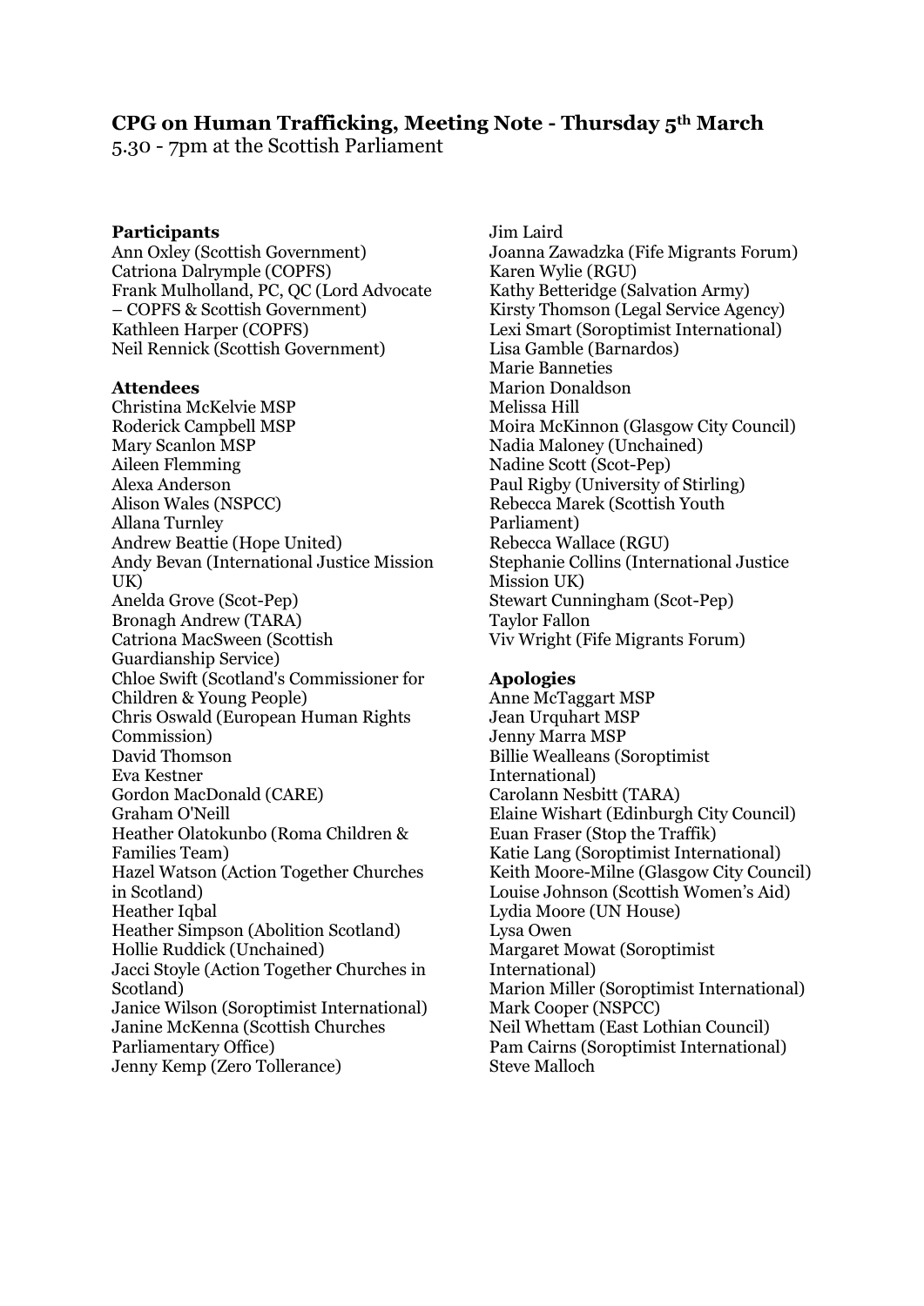## CPG on Human Trafficking, Meeting Note - Thursday 5th March

5.30 - 7pm at the Scottish Parliament

**Participants**

Ann Oxley (Scottish Government)
Catriona Dalrymple (COPFS)
Frank Mulholland, PC, QC (Lord Advocate – COPFS & Scottish Government)
Kathleen Harper (COPFS)
Neil Rennick (Scottish Government)

**Attendees**

Christina McKelvie MSP
Roderick Campbell MSP
Mary Scanlon MSP
Aileen Flemming
Alexa Anderson
Alison Wales (NSPCC)
Allana Turnley
Andrew Beattie (Hope United)
Andy Bevan (International Justice Mission UK)
Anelda Grove (Scot-Pep)
Bronagh Andrew (TARA)
Catriona MacSween (Scottish Guardianship Service)
Chloe Swift (Scotland's Commissioner for Children & Young People)
Chris Oswald (European Human Rights Commission)
David Thomson
Eva Kestner
Gordon MacDonald (CARE)
Graham O'Neill
Heather Olatokunbo (Roma Children & Families Team)
Hazel Watson (Action Together Churches in Scotland)
Heather Iqbal
Heather Simpson (Abolition Scotland)
Hollie Ruddick (Unchained)
Jacci Stoyle (Action Together Churches in Scotland)
Janice Wilson (Soroptimist International)
Janine McKenna (Scottish Churches Parliamentary Office)
Jenny Kemp (Zero Tollerance)
Jim Laird
Joanna Zawadzka (Fife Migrants Forum)
Karen Wylie (RGU)
Kathy Betteridge (Salvation Army)
Kirsty Thomson (Legal Service Agency)
Lexi Smart (Soroptimist International)
Lisa Gamble (Barnardos)
Marie Banneties
Marion Donaldson
Melissa Hill
Moira McKinnon (Glasgow City Council)
Nadia Maloney (Unchained)
Nadine Scott (Scot-Pep)
Paul Rigby (University of Stirling)
Rebecca Marek (Scottish Youth Parliament)
Rebecca Wallace (RGU)
Stephanie Collins (International Justice Mission UK)
Stewart Cunningham (Scot-Pep)
Taylor Fallon
Viv Wright (Fife Migrants Forum)

**Apologies**

Anne McTaggart MSP
Jean Urquhart MSP
Jenny Marra MSP
Billie Wealleans (Soroptimist International)
Carolann Nesbitt (TARA)
Elaine Wishart (Edinburgh City Council)
Euan Fraser (Stop the Traffik)
Katie Lang (Soroptimist International)
Keith Moore-Milne (Glasgow City Council)
Louise Johnson (Scottish Women's Aid)
Lydia Moore (UN House)
Lysa Owen
Margaret Mowat (Soroptimist International)
Marion Miller (Soroptimist International)
Mark Cooper (NSPCC)
Neil Whettam (East Lothian Council)
Pam Cairns (Soroptimist International)
Steve Malloch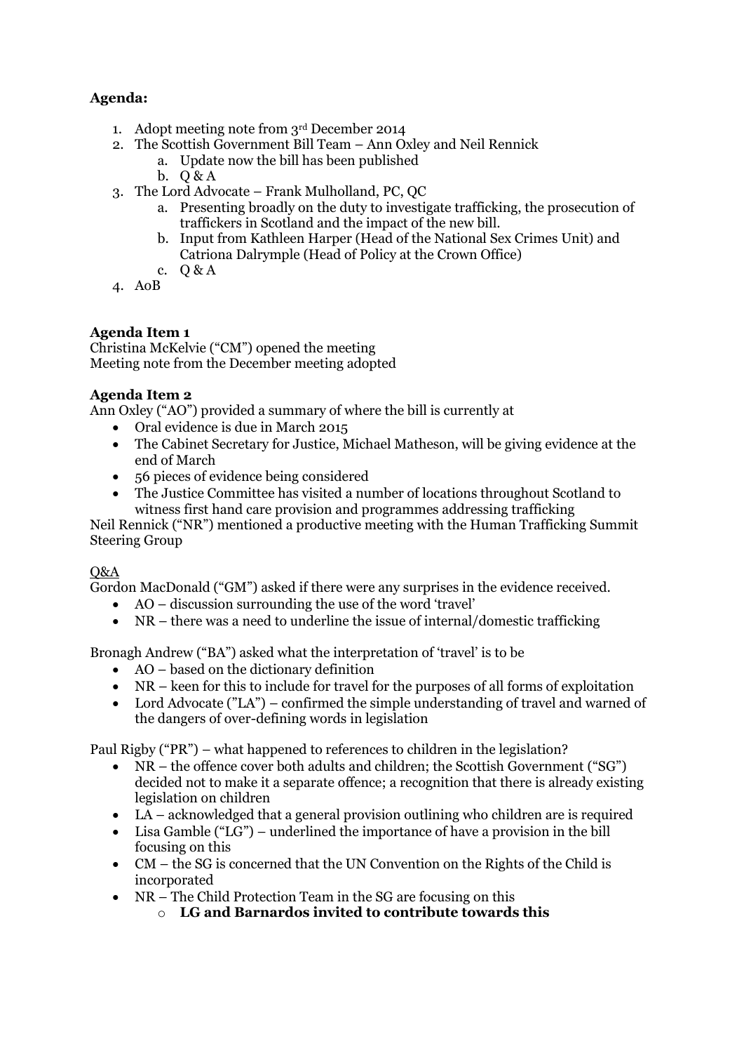**Agenda:**

1. Adopt meeting note from 3rd December 2014
2. The Scottish Government Bill Team – Ann Oxley and Neil Rennick
   a. Update now the bill has been published
   b. Q & A
3. The Lord Advocate – Frank Mulholland, PC, QC
   a. Presenting broadly on the duty to investigate trafficking, the prosecution of traffickers in Scotland and the impact of the new bill.
   b. Input from Kathleen Harper (Head of the National Sex Crimes Unit) and Catriona Dalrymple (Head of Policy at the Crown Office)
   c. Q & A
4. AoB

**Agenda Item 1**

Christina McKelvie ("CM") opened the meeting

Meeting note from the December meeting adopted

**Agenda Item 2**

Ann Oxley ("AO") provided a summary of where the bill is currently at

- Oral evidence is due in March 2015
- The Cabinet Secretary for Justice, Michael Matheson, will be giving evidence at the end of March
- 56 pieces of evidence being considered
- The Justice Committee has visited a number of locations throughout Scotland to witness first hand care provision and programmes addressing trafficking

Neil Rennick ("NR") mentioned a productive meeting with the Human Trafficking Summit Steering Group

Q&A

Gordon MacDonald ("GM") asked if there were any surprises in the evidence received.

- AO – discussion surrounding the use of the word 'travel'
- NR – there was a need to underline the issue of internal/domestic trafficking

Bronagh Andrew ("BA") asked what the interpretation of 'travel' is to be

- AO – based on the dictionary definition
- NR – keen for this to include for travel for the purposes of all forms of exploitation
- Lord Advocate ("LA") – confirmed the simple understanding of travel and warned of the dangers of over-defining words in legislation

Paul Rigby ("PR") – what happened to references to children in the legislation?

- NR – the offence cover both adults and children; the Scottish Government ("SG") decided not to make it a separate offence; a recognition that there is already existing legislation on children
- LA – acknowledged that a general provision outlining who children are is required
- Lisa Gamble ("LG") – underlined the importance of have a provision in the bill focusing on this
- CM – the SG is concerned that the UN Convention on the Rights of the Child is incorporated
- NR – The Child Protection Team in the SG are focusing on this
  - **LG and Barnardos invited to contribute towards this**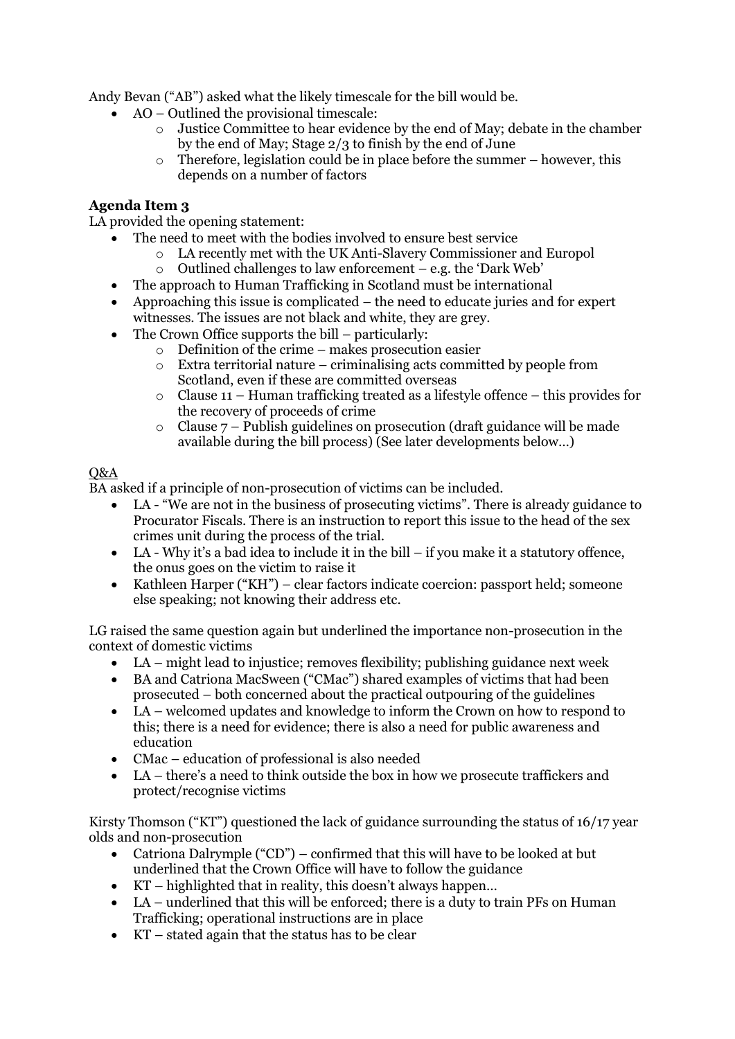Andy Bevan ("AB") asked what the likely timescale for the bill would be.

- AO – Outlined the provisional timescale:
  - Justice Committee to hear evidence by the end of May; debate in the chamber by the end of May; Stage 2/3 to finish by the end of June
  - Therefore, legislation could be in place before the summer – however, this depends on a number of factors

**Agenda Item 3**

LA provided the opening statement:

- The need to meet with the bodies involved to ensure best service
  - LA recently met with the UK Anti-Slavery Commissioner and Europol
  - Outlined challenges to law enforcement – e.g. the 'Dark Web'
- The approach to Human Trafficking in Scotland must be international
- Approaching this issue is complicated – the need to educate juries and for expert witnesses. The issues are not black and white, they are grey.
- The Crown Office supports the bill – particularly:
  - Definition of the crime – makes prosecution easier
  - Extra territorial nature – criminalising acts committed by people from Scotland, even if these are committed overseas
  - Clause 11 – Human trafficking treated as a lifestyle offence – this provides for the recovery of proceeds of crime
  - Clause 7 – Publish guidelines on prosecution (draft guidance will be made available during the bill process) (See later developments below…)

Q&A

BA asked if a principle of non-prosecution of victims can be included.

- LA - "We are not in the business of prosecuting victims". There is already guidance to Procurator Fiscals. There is an instruction to report this issue to the head of the sex crimes unit during the process of the trial.
- LA - Why it's a bad idea to include it in the bill – if you make it a statutory offence, the onus goes on the victim to raise it
- Kathleen Harper ("KH") – clear factors indicate coercion: passport held; someone else speaking; not knowing their address etc.

LG raised the same question again but underlined the importance non-prosecution in the context of domestic victims

- LA – might lead to injustice; removes flexibility; publishing guidance next week
- BA and Catriona MacSween ("CMac") shared examples of victims that had been prosecuted – both concerned about the practical outpouring of the guidelines
- LA – welcomed updates and knowledge to inform the Crown on how to respond to this; there is a need for evidence; there is also a need for public awareness and education
- CMac – education of professional is also needed
- LA – there's a need to think outside the box in how we prosecute traffickers and protect/recognise victims

Kirsty Thomson ("KT") questioned the lack of guidance surrounding the status of 16/17 year olds and non-prosecution

- Catriona Dalrymple ("CD") – confirmed that this will have to be looked at but underlined that the Crown Office will have to follow the guidance
- KT – highlighted that in reality, this doesn't always happen…
- LA – underlined that this will be enforced; there is a duty to train PFs on Human Trafficking; operational instructions are in place
- KT – stated again that the status has to be clear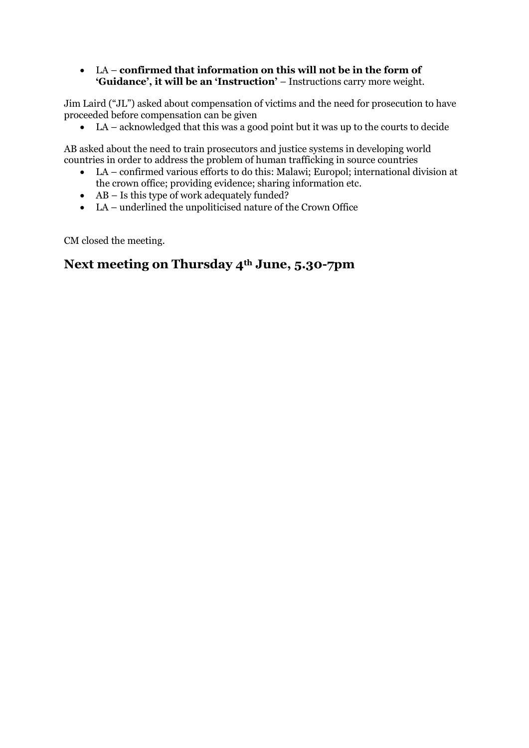- LA – **confirmed that information on this will not be in the form of 'Guidance', it will be an 'Instruction'** – Instructions carry more weight.

Jim Laird ("JL") asked about compensation of victims and the need for prosecution to have proceeded before compensation can be given

- LA – acknowledged that this was a good point but it was up to the courts to decide

AB asked about the need to train prosecutors and justice systems in developing world countries in order to address the problem of human trafficking in source countries

- LA – confirmed various efforts to do this: Malawi; Europol; international division at the crown office; providing evidence; sharing information etc.
- AB – Is this type of work adequately funded?
- LA – underlined the unpoliticised nature of the Crown Office

CM closed the meeting.

## Next meeting on Thursday 4th June, 5.30-7pm